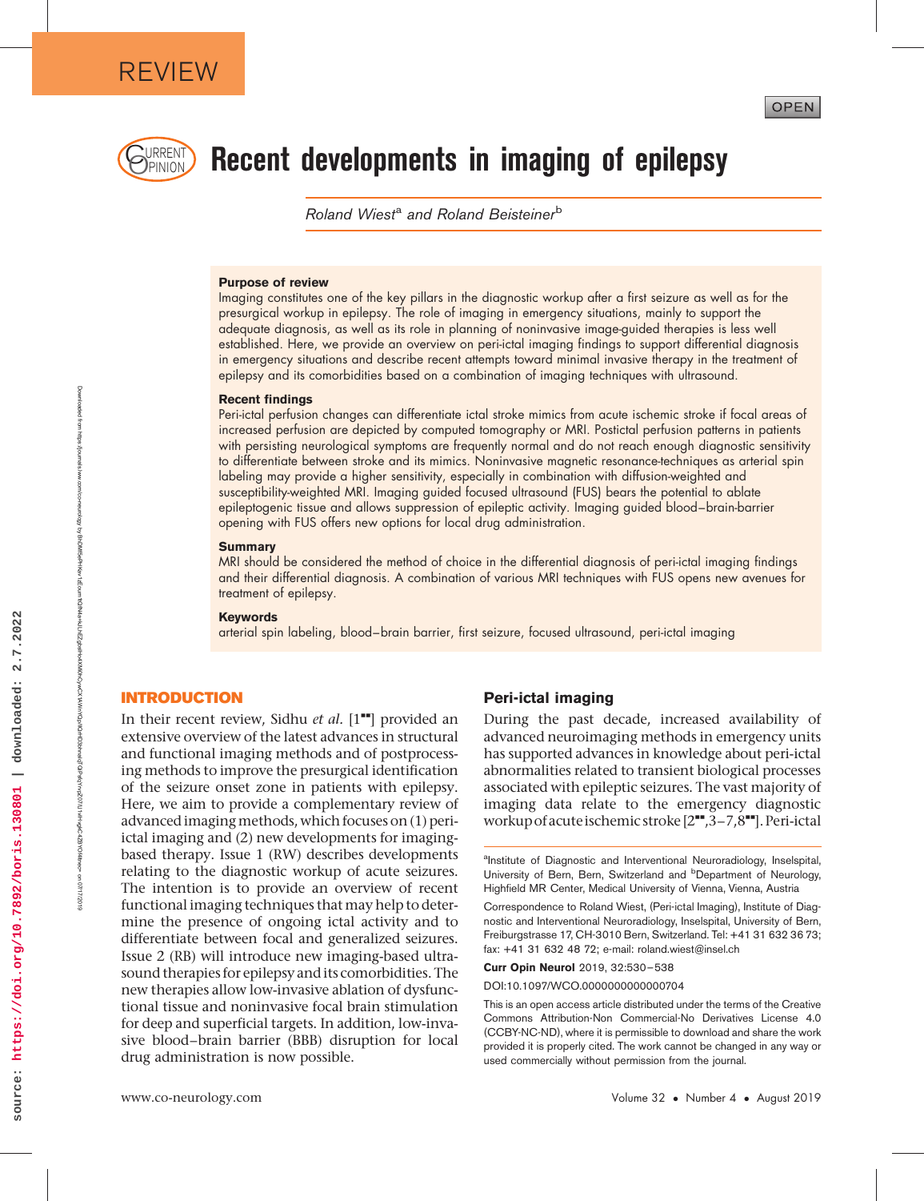REVIEW

OPEN

# Recent developments in imaging of epilepsy

Roland Wiest[a] and Roland Beisteiner[b]

### Purpose of review

Imaging constitutes one of the key pillars in the diagnostic workup after a first seizure as well as for the presurgical workup in epilepsy. The role of imaging in emergency situations, mainly to support the adequate diagnosis, as well as its role in planning of noninvasive image-guided therapies is less well established. Here, we provide an overview on peri-ictal imaging findings to support differential diagnosis in emergency situations and describe recent attempts toward minimal invasive therapy in the treatment of epilepsy and its comorbidities based on a combination of imaging techniques with ultrasound.

### Recent findings

Peri-ictal perfusion changes can differentiate ictal stroke mimics from acute ischemic stroke if focal areas of increased perfusion are depicted by computed tomography or MRI. Postictal perfusion patterns in patients with persisting neurological symptoms are frequently normal and do not reach enough diagnostic sensitivity to differentiate between stroke and its mimics. Noninvasive magnetic resonance-techniques as arterial spin labeling may provide a higher sensitivity, especially in combination with diffusion-weighted and susceptibility-weighted MRI. Imaging guided focused ultrasound (FUS) bears the potential to ablate epileptogenic tissue and allows suppression of epileptic activity. Imaging guided blood–brain-barrier opening with FUS offers new options for local drug administration.

### Summary

MRI should be considered the method of choice in the differential diagnosis of peri-ictal imaging findings and their differential diagnosis. A combination of various MRI techniques with FUS opens new avenues for treatment of epilepsy.

### Keywords

arterial spin labeling, blood–brain barrier, first seizure, focused ultrasound, peri-ictal imaging

## INTRODUCTION

In their recent review, Sidhu *et al.* [1■■] provided an extensive overview of the latest advances in structural and functional imaging methods and of postprocessing methods to improve the presurgical identification of the seizure onset zone in patients with epilepsy. Here, we aim to provide a complementary review of advanced imaging methods, which focuses on (1) peri-ictal imaging and (2) new developments for imaging-based therapy. Issue 1 (RW) describes developments relating to the diagnostic workup of acute seizures. The intention is to provide an overview of recent functional imaging techniques that may help to determine the presence of ongoing ictal activity and to differentiate between focal and generalized seizures. Issue 2 (RB) will introduce new imaging-based ultrasound therapies for epilepsy and its comorbidities. The new therapies allow low-invasive ablation of dysfunctional tissue and noninvasive focal brain stimulation for deep and superficial targets. In addition, low-invasive blood–brain barrier (BBB) disruption for local drug administration is now possible.

### Peri-ictal imaging

During the past decade, increased availability of advanced neuroimaging methods in emergency units has supported advances in knowledge about peri-ictal abnormalities related to transient biological processes associated with epileptic seizures. The vast majority of imaging data relate to the emergency diagnostic workup of acute ischemic stroke [2■■,3–7,8■■]. Peri-ictal

[a]Institute of Diagnostic and Interventional Neuroradiology, Inselspital, University of Bern, Bern, Switzerland and [b]Department of Neurology, Highfield MR Center, Medical University of Vienna, Vienna, Austria

Correspondence to Roland Wiest, (Peri-ictal Imaging), Institute of Diagnostic and Interventional Neuroradiology, Inselspital, University of Bern, Freiburgstrasse 17, CH-3010 Bern, Switzerland. Tel: +41 31 632 36 73; fax: +41 31 632 48 72; e-mail: roland.wiest@insel.ch

**Curr Opin Neurol** 2019, 32:530–538

DOI:10.1097/WCO.0000000000000704

This is an open access article distributed under the terms of the Creative Commons Attribution-Non Commercial-No Derivatives License 4.0 (CCBY-NC-ND), where it is permissible to download and share the work provided it is properly cited. The work cannot be changed in any way or used commercially without permission from the journal.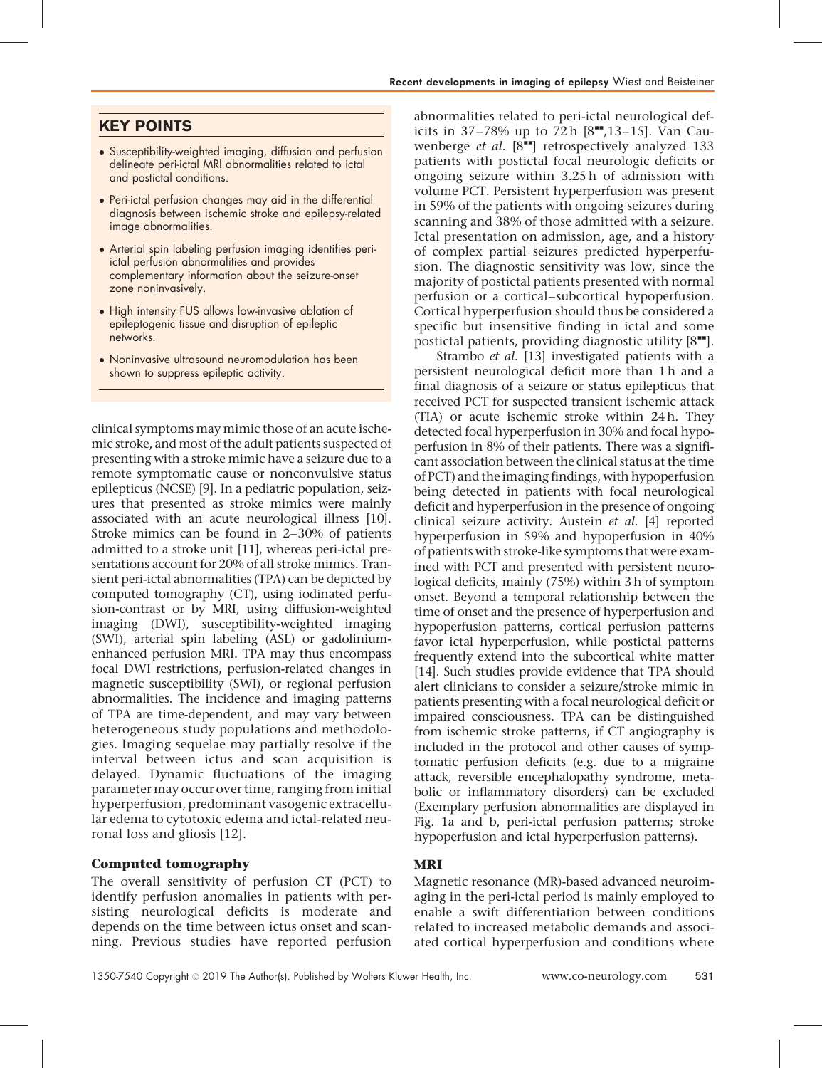## KEY POINTS

- Susceptibility-weighted imaging, diffusion and perfusion delineate peri-ictal MRI abnormalities related to ictal and postictal conditions.
- Peri-ictal perfusion changes may aid in the differential diagnosis between ischemic stroke and epilepsy-related image abnormalities.
- Arterial spin labeling perfusion imaging identifies peri-ictal perfusion abnormalities and provides complementary information about the seizure-onset zone noninvasively.
- High intensity FUS allows low-invasive ablation of epileptogenic tissue and disruption of epileptic networks.
- Noninvasive ultrasound neuromodulation has been shown to suppress epileptic activity.

clinical symptoms may mimic those of an acute ischemic stroke, and most of the adult patients suspected of presenting with a stroke mimic have a seizure due to a remote symptomatic cause or nonconvulsive status epilepticus (NCSE) [9]. In a pediatric population, seizures that presented as stroke mimics were mainly associated with an acute neurological illness [10]. Stroke mimics can be found in 2–30% of patients admitted to a stroke unit [11], whereas peri-ictal presentations account for 20% of all stroke mimics. Transient peri-ictal abnormalities (TPA) can be depicted by computed tomography (CT), using iodinated perfusion-contrast or by MRI, using diffusion-weighted imaging (DWI), susceptibility-weighted imaging (SWI), arterial spin labeling (ASL) or gadolinium-enhanced perfusion MRI. TPA may thus encompass focal DWI restrictions, perfusion-related changes in magnetic susceptibility (SWI), or regional perfusion abnormalities. The incidence and imaging patterns of TPA are time-dependent, and may vary between heterogeneous study populations and methodologies. Imaging sequelae may partially resolve if the interval between ictus and scan acquisition is delayed. Dynamic fluctuations of the imaging parameter may occur over time, ranging from initial hyperperfusion, predominant vasogenic extracellular edema to cytotoxic edema and ictal-related neuronal loss and gliosis [12].

### Computed tomography

The overall sensitivity of perfusion CT (PCT) to identify perfusion anomalies in patients with persisting neurological deficits is moderate and depends on the time between ictus onset and scanning. Previous studies have reported perfusion abnormalities related to peri-ictal neurological deficits in 37–78% up to 72 h [8■■,13–15]. Van Cauwenberge *et al.* [8■■] retrospectively analyzed 133 patients with postictal focal neurologic deficits or ongoing seizure within 3.25 h of admission with volume PCT. Persistent hyperperfusion was present in 59% of the patients with ongoing seizures during scanning and 38% of those admitted with a seizure. Ictal presentation on admission, age, and a history of complex partial seizures predicted hyperperfusion. The diagnostic sensitivity was low, since the majority of postictal patients presented with normal perfusion or a cortical–subcortical hypoperfusion. Cortical hyperperfusion should thus be considered a specific but insensitive finding in ictal and some postictal patients, providing diagnostic utility [8■■].

Strambo *et al.* [13] investigated patients with a persistent neurological deficit more than 1 h and a final diagnosis of a seizure or status epilepticus that received PCT for suspected transient ischemic attack (TIA) or acute ischemic stroke within 24 h. They detected focal hyperperfusion in 30% and focal hypoperfusion in 8% of their patients. There was a significant association between the clinical status at the time of PCT) and the imaging findings, with hypoperfusion being detected in patients with focal neurological deficit and hyperperfusion in the presence of ongoing clinical seizure activity. Austein *et al.* [4] reported hyperperfusion in 59% and hypoperfusion in 40% of patients with stroke-like symptoms that were examined with PCT and presented with persistent neurological deficits, mainly (75%) within 3 h of symptom onset. Beyond a temporal relationship between the time of onset and the presence of hyperperfusion and hypoperfusion patterns, cortical perfusion patterns favor ictal hyperperfusion, while postictal patterns frequently extend into the subcortical white matter [14]. Such studies provide evidence that TPA should alert clinicians to consider a seizure/stroke mimic in patients presenting with a focal neurological deficit or impaired consciousness. TPA can be distinguished from ischemic stroke patterns, if CT angiography is included in the protocol and other causes of symptomatic perfusion deficits (e.g. due to a migraine attack, reversible encephalopathy syndrome, metabolic or inflammatory disorders) can be excluded (Exemplary perfusion abnormalities are displayed in Fig. 1a and b, peri-ictal perfusion patterns; stroke hypoperfusion and ictal hyperperfusion patterns).

### MRI

Magnetic resonance (MR)-based advanced neuroimaging in the peri-ictal period is mainly employed to enable a swift differentiation between conditions related to increased metabolic demands and associated cortical hyperperfusion and conditions where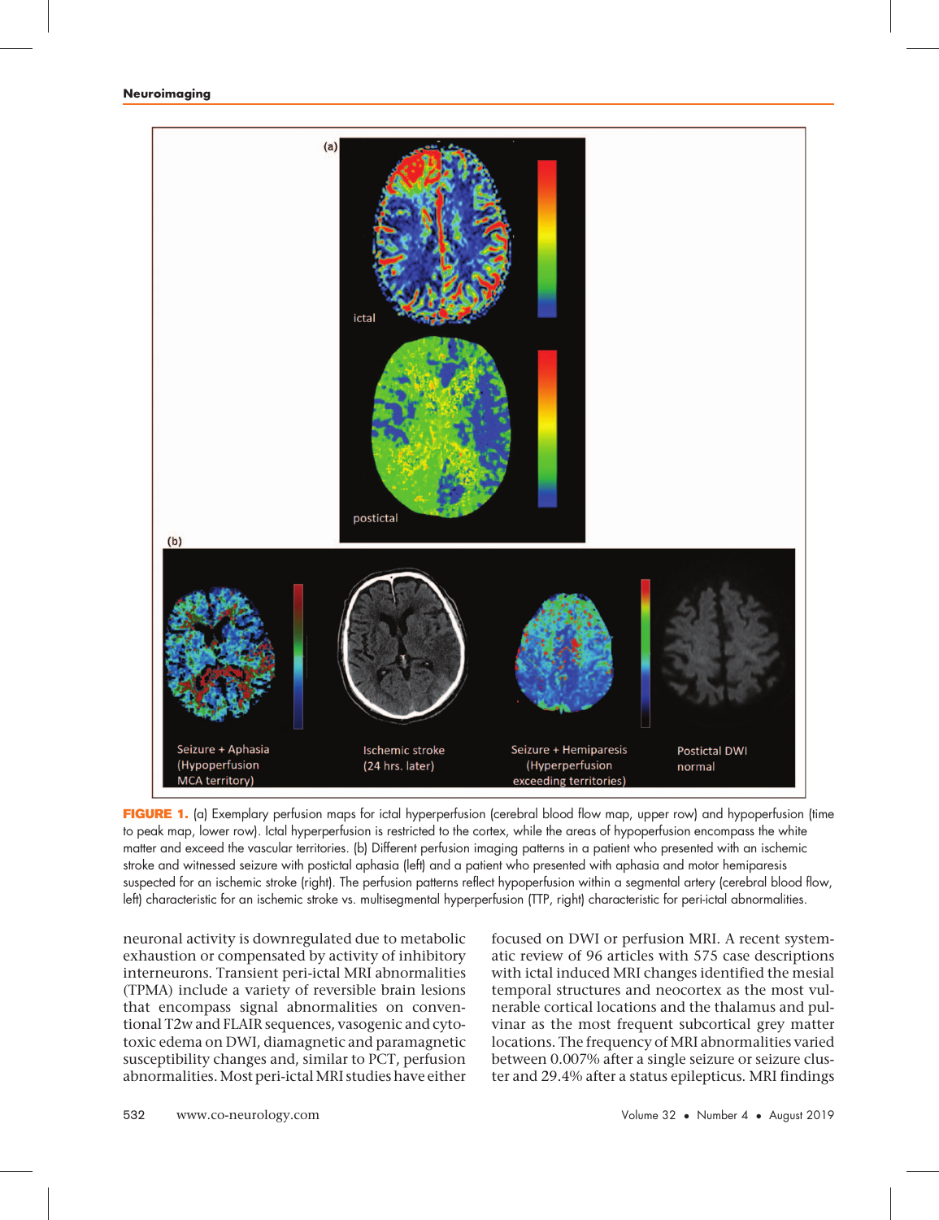FIGURE 1. (a) Exemplary perfusion maps for ictal hyperperfusion (cerebral blood flow map, upper row) and hypoperfusion (time to peak map, lower row). Ictal hyperperfusion is restricted to the cortex, while the areas of hypoperfusion encompass the white matter and exceed the vascular territories. (b) Different perfusion imaging patterns in a patient who presented with an ischemic stroke and witnessed seizure with postictal aphasia (left) and a patient who presented with aphasia and motor hemiparesis suspected for an ischemic stroke (right). The perfusion patterns reflect hypoperfusion within a segmental artery (cerebral blood flow, left) characteristic for an ischemic stroke vs. multisegmental hyperperfusion (TTP, right) characteristic for peri-ictal abnormalities.

neuronal activity is downregulated due to metabolic exhaustion or compensated by activity of inhibitory interneurons. Transient peri-ictal MRI abnormalities (TPMA) include a variety of reversible brain lesions that encompass signal abnormalities on conventional T2w and FLAIR sequences, vasogenic and cytotoxic edema on DWI, diamagnetic and paramagnetic susceptibility changes and, similar to PCT, perfusion abnormalities. Most peri-ictal MRI studies have either focused on DWI or perfusion MRI. A recent systematic review of 96 articles with 575 case descriptions with ictal induced MRI changes identified the mesial temporal structures and neocortex as the most vulnerable cortical locations and the thalamus and pulvinar as the most frequent subcortical grey matter locations. The frequency of MRI abnormalities varied between 0.007% after a single seizure or seizure cluster and 29.4% after a status epilepticus. MRI findings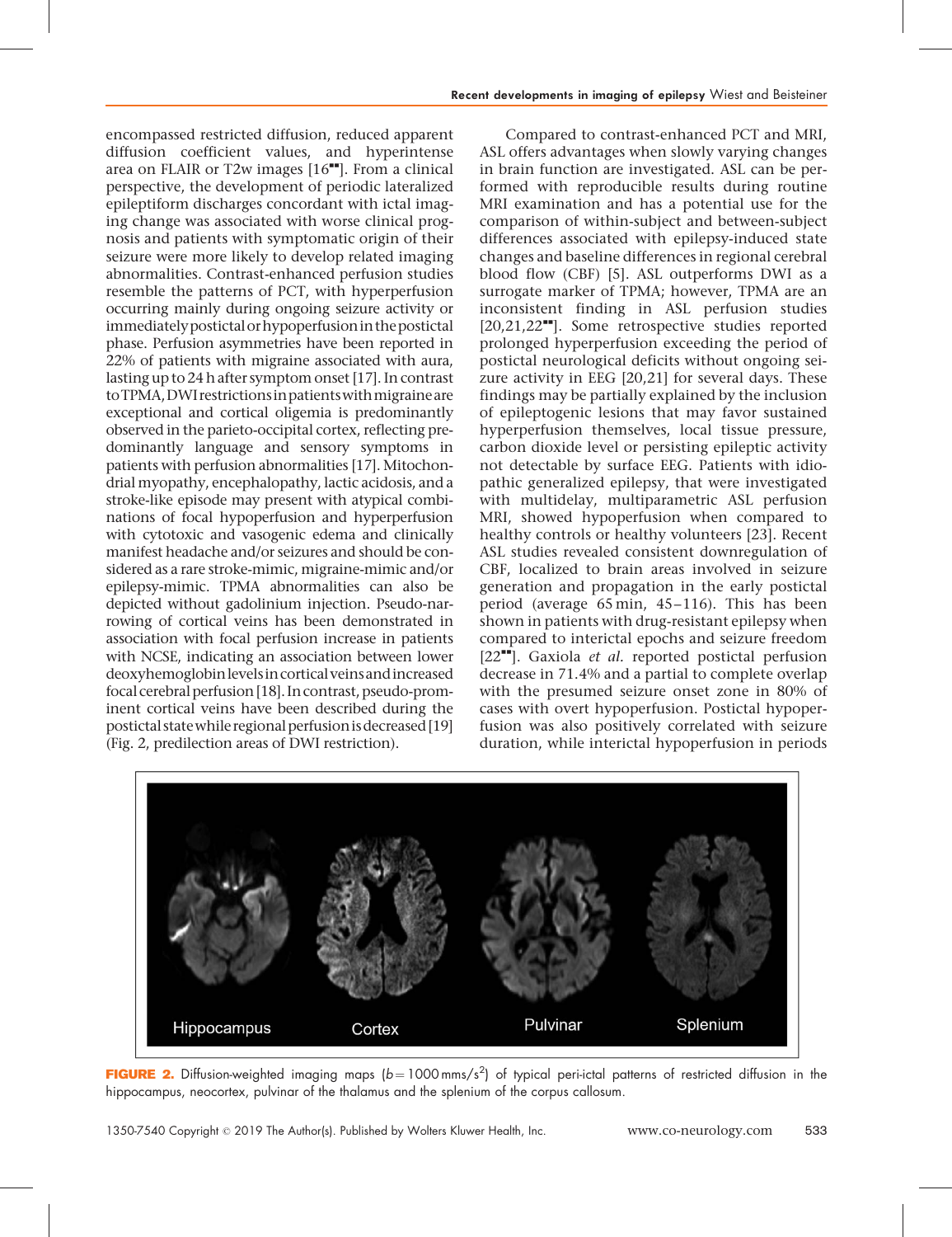encompassed restricted diffusion, reduced apparent diffusion coefficient values, and hyperintense area on FLAIR or T2w images [16■■]. From a clinical perspective, the development of periodic lateralized epileptiform discharges concordant with ictal imaging change was associated with worse clinical prognosis and patients with symptomatic origin of their seizure were more likely to develop related imaging abnormalities. Contrast-enhanced perfusion studies resemble the patterns of PCT, with hyperperfusion occurring mainly during ongoing seizure activity or immediately postictal or hypoperfusion in the postictal phase. Perfusion asymmetries have been reported in 22% of patients with migraine associated with aura, lasting up to 24 h after symptom onset [17]. In contrast to TPMA, DWI restrictions in patients with migraine are exceptional and cortical oligemia is predominantly observed in the parieto-occipital cortex, reflecting predominantly language and sensory symptoms in patients with perfusion abnormalities [17]. Mitochondrial myopathy, encephalopathy, lactic acidosis, and a stroke-like episode may present with atypical combinations of focal hypoperfusion and hyperperfusion with cytotoxic and vasogenic edema and clinically manifest headache and/or seizures and should be considered as a rare stroke-mimic, migraine-mimic and/or epilepsy-mimic. TPMA abnormalities can also be depicted without gadolinium injection. Pseudo-narrowing of cortical veins has been demonstrated in association with focal perfusion increase in patients with NCSE, indicating an association between lower deoxyhemoglobin levels in cortical veins and increased focal cerebral perfusion [18]. In contrast, pseudo-prominent cortical veins have been described during the postictal state while regional perfusion is decreased [19] (Fig. 2, predilection areas of DWI restriction).

Compared to contrast-enhanced PCT and MRI, ASL offers advantages when slowly varying changes in brain function are investigated. ASL can be performed with reproducible results during routine MRI examination and has a potential use for the comparison of within-subject and between-subject differences associated with epilepsy-induced state changes and baseline differences in regional cerebral blood flow (CBF) [5]. ASL outperforms DWI as a surrogate marker of TPMA; however, TPMA are an inconsistent finding in ASL perfusion studies [20,21,22■■]. Some retrospective studies reported prolonged hyperperfusion exceeding the period of postictal neurological deficits without ongoing seizure activity in EEG [20,21] for several days. These findings may be partially explained by the inclusion of epileptogenic lesions that may favor sustained hyperperfusion themselves, local tissue pressure, carbon dioxide level or persisting epileptic activity not detectable by surface EEG. Patients with idiopathic generalized epilepsy, that were investigated with multidelay, multiparametric ASL perfusion MRI, showed hypoperfusion when compared to healthy controls or healthy volunteers [23]. Recent ASL studies revealed consistent downregulation of CBF, localized to brain areas involved in seizure generation and propagation in the early postictal period (average 65 min, 45–116). This has been shown in patients with drug-resistant epilepsy when compared to interictal epochs and seizure freedom [22■■]. Gaxiola *et al.* reported postictal perfusion decrease in 71.4% and a partial to complete overlap with the presumed seizure onset zone in 80% of cases with overt hypoperfusion. Postictal hypoperfusion was also positively correlated with seizure duration, while interictal hypoperfusion in periods

**FIGURE 2.** Diffusion-weighted imaging maps ($b = 1000\,mms/s^2$) of typical peri-ictal patterns of restricted diffusion in the hippocampus, neocortex, pulvinar of the thalamus and the splenium of the corpus callosum.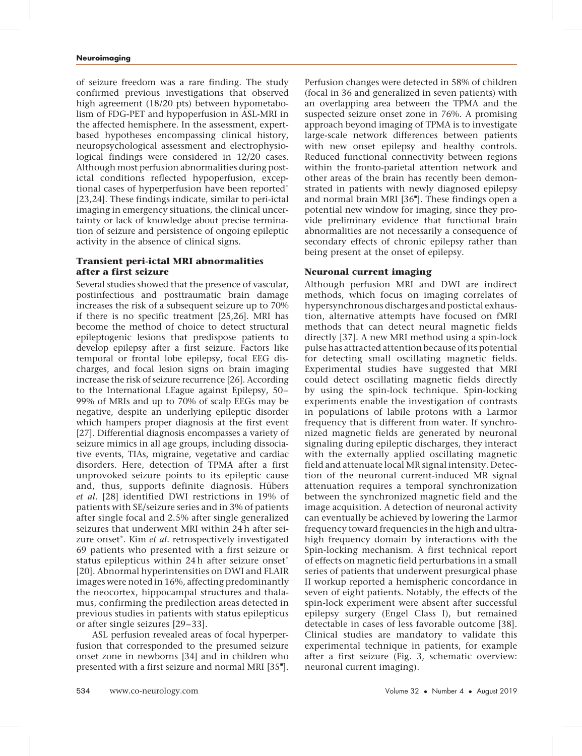of seizure freedom was a rare finding. The study confirmed previous investigations that observed high agreement (18/20 pts) between hypometabolism of FDG-PET and hypoperfusion in ASL-MRI in the affected hemisphere. In the assessment, expert-based hypotheses encompassing clinical history, neuropsychological assessment and electrophysiological findings were considered in 12/20 cases. Although most perfusion abnormalities during postictal conditions reflected hypoperfusion, exceptional cases of hyperperfusion have been reported* [23,24]. These findings indicate, similar to peri-ictal imaging in emergency situations, the clinical uncertainty or lack of knowledge about precise termination of seizure and persistence of ongoing epileptic activity in the absence of clinical signs.

### Transient peri-ictal MRI abnormalities after a first seizure

Several studies showed that the presence of vascular, postinfectious and posttraumatic brain damage increases the risk of a subsequent seizure up to 70% if there is no specific treatment [25,26]. MRI has become the method of choice to detect structural epileptogenic lesions that predispose patients to develop epilepsy after a first seizure. Factors like temporal or frontal lobe epilepsy, focal EEG discharges, and focal lesion signs on brain imaging increase the risk of seizure recurrence [26]. According to the International LEague against Epilepsy, 50–99% of MRIs and up to 70% of scalp EEGs may be negative, despite an underlying epileptic disorder which hampers proper diagnosis at the first event [27]. Differential diagnosis encompasses a variety of seizure mimics in all age groups, including dissociative events, TIAs, migraine, vegetative and cardiac disorders. Here, detection of TPMA after a first unprovoked seizure points to its epileptic cause and, thus, supports definite diagnosis. Hübers *et al.* [28] identified DWI restrictions in 19% of patients with SE/seizure series and in 3% of patients after single focal and 2.5% after single generalized seizures that underwent MRI within 24 h after seizure onset*. Kim *et al.* retrospectively investigated 69 patients who presented with a first seizure or status epilepticus within 24 h after seizure onset* [20]. Abnormal hyperintensities on DWI and FLAIR images were noted in 16%, affecting predominantly the neocortex, hippocampal structures and thalamus, confirming the predilection areas detected in previous studies in patients with status epilepticus or after single seizures [29–33].

ASL perfusion revealed areas of focal hyperperfusion that corresponded to the presumed seizure onset zone in newborns [34] and in children who presented with a first seizure and normal MRI [35▪]. Perfusion changes were detected in 58% of children (focal in 36 and generalized in seven patients) with an overlapping area between the TPMA and the suspected seizure onset zone in 76%. A promising approach beyond imaging of TPMA is to investigate large-scale network differences between patients with new onset epilepsy and healthy controls. Reduced functional connectivity between regions within the fronto-parietal attention network and other areas of the brain has recently been demonstrated in patients with newly diagnosed epilepsy and normal brain MRI [36▪]. These findings open a potential new window for imaging, since they provide preliminary evidence that functional brain abnormalities are not necessarily a consequence of secondary effects of chronic epilepsy rather than being present at the onset of epilepsy.

### Neuronal current imaging

Although perfusion MRI and DWI are indirect methods, which focus on imaging correlates of hypersynchronous discharges and postictal exhaustion, alternative attempts have focused on fMRI methods that can detect neural magnetic fields directly [37]. A new MRI method using a spin-lock pulse has attracted attention because of its potential for detecting small oscillating magnetic fields. Experimental studies have suggested that MRI could detect oscillating magnetic fields directly by using the spin-lock technique. Spin-locking experiments enable the investigation of contrasts in populations of labile protons with a Larmor frequency that is different from water. If synchronized magnetic fields are generated by neuronal signaling during epileptic discharges, they interact with the externally applied oscillating magnetic field and attenuate local MR signal intensity. Detection of the neuronal current-induced MR signal attenuation requires a temporal synchronization between the synchronized magnetic field and the image acquisition. A detection of neuronal activity can eventually be achieved by lowering the Larmor frequency toward frequencies in the high and ultra-high frequency domain by interactions with the Spin-locking mechanism. A first technical report of effects on magnetic field perturbations in a small series of patients that underwent presurgical phase II workup reported a hemispheric concordance in seven of eight patients. Notably, the effects of the spin-lock experiment were absent after successful epilepsy surgery (Engel Class I), but remained detectable in cases of less favorable outcome [38]. Clinical studies are mandatory to validate this experimental technique in patients, for example after a first seizure (Fig. 3, schematic overview: neuronal current imaging).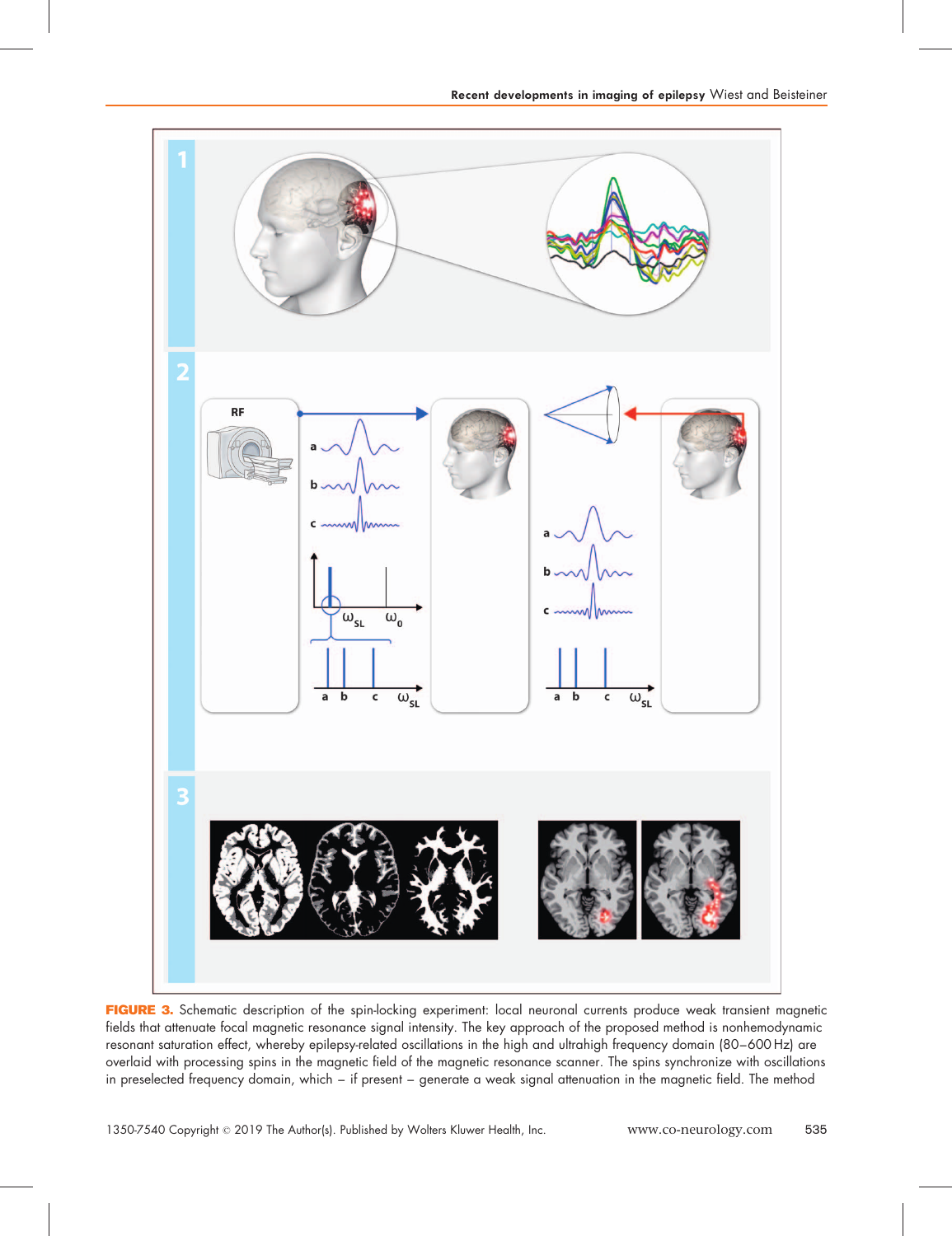**FIGURE 3.** Schematic description of the spin-locking experiment: local neuronal currents produce weak transient magnetic fields that attenuate focal magnetic resonance signal intensity. The key approach of the proposed method is nonhemodynamic resonant saturation effect, whereby epilepsy-related oscillations in the high and ultrahigh frequency domain (80–600 Hz) are overlaid with processing spins in the magnetic field of the magnetic resonance scanner. The spins synchronize with oscillations in preselected frequency domain, which – if present – generate a weak signal attenuation in the magnetic field. The method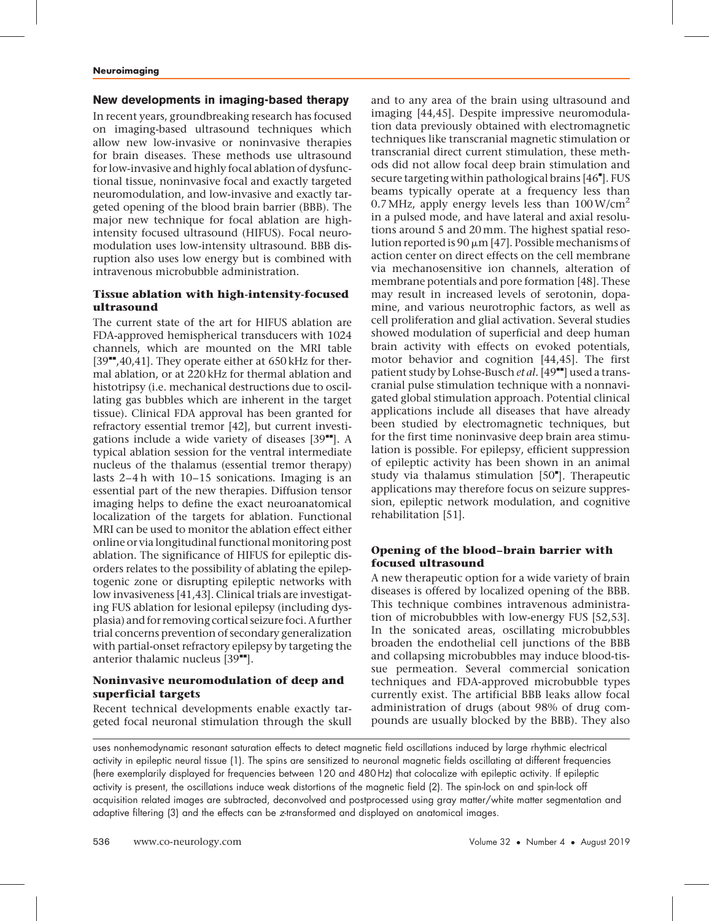## New developments in imaging-based therapy

In recent years, groundbreaking research has focused on imaging-based ultrasound techniques which allow new low-invasive or noninvasive therapies for brain diseases. These methods use ultrasound for low-invasive and highly focal ablation of dysfunctional tissue, noninvasive focal and exactly targeted neuromodulation, and low-invasive and exactly targeted opening of the blood brain barrier (BBB). The major new technique for focal ablation are high-intensity focused ultrasound (HIFUS). Focal neuromodulation uses low-intensity ultrasound. BBB disruption also uses low energy but is combined with intravenous microbubble administration.

### Tissue ablation with high-intensity-focused ultrasound

The current state of the art for HIFUS ablation are FDA-approved hemispherical transducers with 1024 channels, which are mounted on the MRI table [39■■,40,41]. They operate either at 650 kHz for thermal ablation, or at 220 kHz for thermal ablation and histotripsy (i.e. mechanical destructions due to oscillating gas bubbles which are inherent in the target tissue). Clinical FDA approval has been granted for refractory essential tremor [42], but current investigations include a wide variety of diseases [39■■]. A typical ablation session for the ventral intermediate nucleus of the thalamus (essential tremor therapy) lasts 2–4 h with 10–15 sonications. Imaging is an essential part of the new therapies. Diffusion tensor imaging helps to define the exact neuroanatomical localization of the targets for ablation. Functional MRI can be used to monitor the ablation effect either online or via longitudinal functional monitoring post ablation. The significance of HIFUS for epileptic disorders relates to the possibility of ablating the epileptogenic zone or disrupting epileptic networks with low invasiveness [41,43]. Clinical trials are investigating FUS ablation for lesional epilepsy (including dysplasia) and for removing cortical seizure foci. A further trial concerns prevention of secondary generalization with partial-onset refractory epilepsy by targeting the anterior thalamic nucleus [39■■].

### Noninvasive neuromodulation of deep and superficial targets

Recent technical developments enable exactly targeted focal neuronal stimulation through the skull and to any area of the brain using ultrasound and imaging [44,45]. Despite impressive neuromodulation data previously obtained with electromagnetic techniques like transcranial magnetic stimulation or transcranial direct current stimulation, these methods did not allow focal deep brain stimulation and secure targeting within pathological brains [46■]. FUS beams typically operate at a frequency less than 0.7 MHz, apply energy levels less than 100 W/cm$^2$ in a pulsed mode, and have lateral and axial resolutions around 5 and 20 mm. The highest spatial resolution reported is 90 μm [47]. Possible mechanisms of action center on direct effects on the cell membrane via mechanosensitive ion channels, alteration of membrane potentials and pore formation [48]. These may result in increased levels of serotonin, dopamine, and various neurotrophic factors, as well as cell proliferation and glial activation. Several studies showed modulation of superficial and deep human brain activity with effects on evoked potentials, motor behavior and cognition [44,45]. The first patient study by Lohse-Busch *et al.* [49■■] used a transcranial pulse stimulation technique with a nonnavigated global stimulation approach. Potential clinical applications include all diseases that have already been studied by electromagnetic techniques, but for the first time noninvasive deep brain area stimulation is possible. For epilepsy, efficient suppression of epileptic activity has been shown in an animal study via thalamus stimulation [50■]. Therapeutic applications may therefore focus on seizure suppression, epileptic network modulation, and cognitive rehabilitation [51].

### Opening of the blood–brain barrier with focused ultrasound

A new therapeutic option for a wide variety of brain diseases is offered by localized opening of the BBB. This technique combines intravenous administration of microbubbles with low-energy FUS [52,53]. In the sonicated areas, oscillating microbubbles broaden the endothelial cell junctions of the BBB and collapsing microbubbles may induce blood-tissue permeation. Several commercial sonication techniques and FDA-approved microbubble types currently exist. The artificial BBB leaks allow focal administration of drugs (about 98% of drug compounds are usually blocked by the BBB). They also

uses nonhemodynamic resonant saturation effects to detect magnetic field oscillations induced by large rhythmic electrical activity in epileptic neural tissue (1). The spins are sensitized to neuronal magnetic fields oscillating at different frequencies (here exemplarily displayed for frequencies between 120 and 480 Hz) that colocalize with epileptic activity. If epileptic activity is present, the oscillations induce weak distortions of the magnetic field (2). The spin-lock on and spin-lock off acquisition related images are subtracted, deconvolved and postprocessed using gray matter/white matter segmentation and adaptive filtering (3) and the effects can be *z*-transformed and displayed on anatomical images.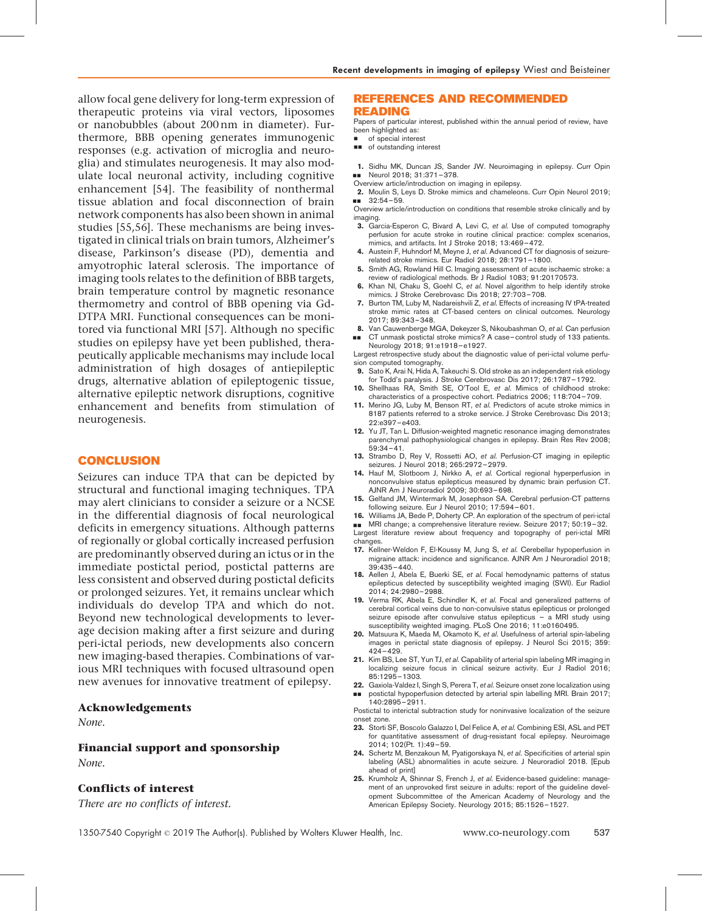allow focal gene delivery for long-term expression of therapeutic proteins via viral vectors, liposomes or nanobubbles (about 200 nm in diameter). Furthermore, BBB opening generates immunogenic responses (e.g. activation of microglia and neuroglia) and stimulates neurogenesis. It may also modulate local neuronal activity, including cognitive enhancement [54]. The feasibility of nonthermal tissue ablation and focal disconnection of brain network components has also been shown in animal studies [55,56]. These mechanisms are being investigated in clinical trials on brain tumors, Alzheimer's disease, Parkinson's disease (PD), dementia and amyotrophic lateral sclerosis. The importance of imaging tools relates to the definition of BBB targets, brain temperature control by magnetic resonance thermometry and control of BBB opening via Gd-DTPA MRI. Functional consequences can be monitored via functional MRI [57]. Although no specific studies on epilepsy have yet been published, therapeutically applicable mechanisms may include local administration of high dosages of antiepileptic drugs, alternative ablation of epileptogenic tissue, alternative epileptic network disruptions, cognitive enhancement and benefits from stimulation of neurogenesis.

## CONCLUSION

Seizures can induce TPA that can be depicted by structural and functional imaging techniques. TPA may alert clinicians to consider a seizure or a NCSE in the differential diagnosis of focal neurological deficits in emergency situations. Although patterns of regionally or global cortically increased perfusion are predominantly observed during an ictus or in the immediate postictal period, postictal patterns are less consistent and observed during postictal deficits or prolonged seizures. Yet, it remains unclear which individuals do develop TPA and which do not. Beyond new technological developments to leverage decision making after a first seizure and during peri-ictal periods, new developments also concern new imaging-based therapies. Combinations of various MRI techniques with focused ultrasound open new avenues for innovative treatment of epilepsy.

### Acknowledgements

*None.*

### Financial support and sponsorship

*None.*

### Conflicts of interest

*There are no conflicts of interest.*

## REFERENCES AND RECOMMENDED READING

Papers of particular interest, published within the annual period of review, have been highlighted as:

- ▪ of special interest
- ▪▪ of outstanding interest

1. ▪▪ Sidhu MK, Duncan JS, Sander JW. Neuroimaging in epilepsy. Curr Opin Neurol 2018; 31:371–378.
Overview article/introduction on imaging in epilepsy.
2. ▪▪ Moulin S, Leys D. Stroke mimics and chameleons. Curr Opin Neurol 2019; 32:54–59.
Overview article/introduction on conditions that resemble stroke clinically and by imaging.
3. Garcia-Esperon C, Bivard A, Levi C, *et al.* Use of computed tomography perfusion for acute stroke in routine clinical practice: complex scenarios, mimics, and artifacts. Int J Stroke 2018; 13:469–472.
4. Austein F, Huhndorf M, Meyne J, *et al.* Advanced CT for diagnosis of seizure-related stroke mimics. Eur Radiol 2018; 28:1791–1800.
5. Smith AG, Rowland Hill C. Imaging assessment of acute ischaemic stroke: a review of radiological methods. Br J Radiol 1083; 91:20170573.
6. Khan NI, Chaku S, Goehl C, *et al.* Novel algorithm to help identify stroke mimics. J Stroke Cerebrovasc Dis 2018; 27:703–708.
7. Burton TM, Luby M, Nadareishvili Z, *et al.* Effects of increasing IV tPA-treated stroke mimic rates at CT-based centers on clinical outcomes. Neurology 2017; 89:343–348.
8. ▪▪ Van Cauwenberge MGA, Dekeyzer S, Nikoubashman O, *et al.* Can perfusion CT unmask postictal stroke mimics? A case–control study of 133 patients. Neurology 2018; 91:e1918–e1927.
Largest retrospective study about the diagnostic value of peri-ictal volume perfusion computed tomography.
9. Sato K, Arai N, Hida A, Takeuchi S. Old stroke as an independent risk etiology for Todd's paralysis. J Stroke Cerebrovasc Dis 2017; 26:1787–1792.
10. Shellhaas RA, Smith SE, O'Tool E, *et al.* Mimics of childhood stroke: characteristics of a prospective cohort. Pediatrics 2006; 118:704–709.
11. Merino JG, Luby M, Benson RT, *et al.* Predictors of acute stroke mimics in 8187 patients referred to a stroke service. J Stroke Cerebrovasc Dis 2013; 22:e397–e403.
12. Yu JT, Tan L. Diffusion-weighted magnetic resonance imaging demonstrates parenchymal pathophysiological changes in epilepsy. Brain Res Rev 2008; 59:34–41.
13. Strambo D, Rey V, Rossetti AO, *et al.* Perfusion-CT imaging in epileptic seizures. J Neurol 2018; 265:2972–2979.
14. Hauf M, Slotboom J, Nirkko A, *et al.* Cortical regional hyperperfusion in nonconvulsive status epilepticus measured by dynamic brain perfusion CT. AJNR Am J Neuroradiol 2009; 30:693–698.
15. Gelfand JM, Wintermark M, Josephson SA. Cerebral perfusion-CT patterns following seizure. Eur J Neurol 2010; 17:594–601.
16. ▪▪ Williams JA, Bede P, Doherty CP. An exploration of the spectrum of peri-ictal MRI change; a comprehensive literature review. Seizure 2017; 50:19–32.
Largest literature review about frequency and topography of peri-ictal MRI changes.
17. Kellner-Weldon F, El-Koussy M, Jung S, *et al.* Cerebellar hypoperfusion in migraine attack: incidence and significance. AJNR Am J Neuroradiol 2018; 39:435–440.
18. Aellen J, Abela E, Buerki SE, *et al.* Focal hemodynamic patterns of status epilepticus detected by susceptibility weighted imaging (SWI). Eur Radiol 2014; 24:2980–2988.
19. Verma RK, Abela E, Schindler K, *et al.* Focal and generalized patterns of cerebral cortical veins due to non-convulsive status epilepticus or prolonged seizure episode after convulsive status epilepticus – a MRI study using susceptibility weighted imaging. PLoS One 2016; 11:e0160495.
20. Matsuura K, Maeda M, Okamoto K, *et al.* Usefulness of arterial spin-labeling images in periictal state diagnosis of epilepsy. J Neurol Sci 2015; 359: 424–429.
21. Kim BS, Lee ST, Yun TJ, *et al.* Capability of arterial spin labeling MR imaging in localizing seizure focus in clinical seizure activity. Eur J Radiol 2016; 85:1295–1303.
22. ▪▪ Gaxiola-Valdez I, Singh S, Perera T, *et al.* Seizure onset zone localization using postictal hypoperfusion detected by arterial spin labelling MRI. Brain 2017; 140:2895–2911.
Postictal to interictal subtraction study for noninvasive localization of the seizure onset zone.
23. Storti SF, Boscolo Galazzo I, Del Felice A, *et al.* Combining ESI, ASL and PET for quantitative assessment of drug-resistant focal epilepsy. Neuroimage 2014; 102(Pt. 1):49–59.
24. Schertz M, Benzakoun M, Pyatigorskaya N, *et al.* Specificities of arterial spin labeling (ASL) abnormalities in acute seizure. J Neuroradiol 2018. [Epub ahead of print]
25. Krumholz A, Shinnar S, French J, *et al.* Evidence-based guideline: management of an unprovoked first seizure in adults: report of the guideline development Subcommittee of the American Academy of Neurology and the American Epilepsy Society. Neurology 2015; 85:1526–1527.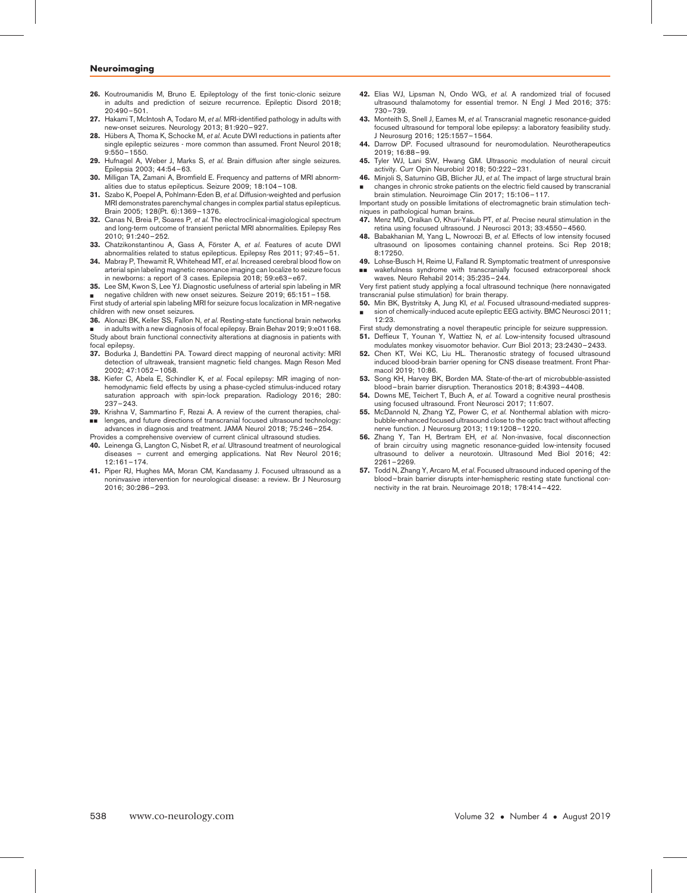26. Koutroumanidis M, Bruno E. Epileptology of the first tonic-clonic seizure in adults and prediction of seizure recurrence. Epileptic Disord 2018; 20:490–501.
27. Hakami T, McIntosh A, Todaro M, *et al.* MRI-identified pathology in adults with new-onset seizures. Neurology 2013; 81:920–927.
28. Hübers A, Thoma K, Schocke M, *et al.* Acute DWI reductions in patients after single epileptic seizures - more common than assumed. Front Neurol 2018; 9:550–1550.
29. Hufnagel A, Weber J, Marks S, *et al.* Brain diffusion after single seizures. Epilepsia 2003; 44:54–63.
30. Milligan TA, Zamani A, Bromfield E. Frequency and patterns of MRI abnormalities due to status epilepticus. Seizure 2009; 18:104–108.
31. Szabo K, Poepel A, Pohlmann-Eden B, *et al.* Diffusion-weighted and perfusion MRI demonstrates parenchymal changes in complex partial status epilepticus. Brain 2005; 128(Pt. 6):1369–1376.
32. Canas N, Breia P, Soares P, *et al.* The electroclinical-imagiological spectrum and long-term outcome of transient periictal MRI abnormalities. Epilepsy Res 2010; 91:240–252.
33. Chatzikonstantinou A, Gass A, Förster A, *et al.* Features of acute DWI abnormalities related to status epilepticus. Epilepsy Res 2011; 97:45–51.
34. Mabray P, Thewamit R, Whitehead MT, *et al.* Increased cerebral blood flow on arterial spin labeling magnetic resonance imaging can localize to seizure focus in newborns: a report of 3 cases. Epilepsia 2018; 59:e63–e67.
35. ▪ Lee SM, Kwon S, Lee YJ. Diagnostic usefulness of arterial spin labeling in MR negative children with new onset seizures. Seizure 2019; 65:151–158.

First study of arterial spin labeling MRI for seizure focus localization in MR-negative children with new onset seizures.

36. ▪ Alonazi BK, Keller SS, Fallon N, *et al.* Resting-state functional brain networks in adults with a new diagnosis of focal epilepsy. Brain Behav 2019; 9:e01168.

Study about brain functional connectivity alterations at diagnosis in patients with focal epilepsy.

37. Bodurka J, Bandettini PA. Toward direct mapping of neuronal activity: MRI detection of ultraweak, transient magnetic field changes. Magn Reson Med 2002; 47:1052–1058.
38. Kiefer C, Abela E, Schindler K, *et al.* Focal epilepsy: MR imaging of nonhemodynamic field effects by using a phase-cycled stimulus-induced rotary saturation approach with spin-lock preparation. Radiology 2016; 280: 237–243.
39. ▪▪ Krishna V, Sammartino F, Rezai A. A review of the current therapies, challenges, and future directions of transcranial focused ultrasound technology: advances in diagnosis and treatment. JAMA Neurol 2018; 75:246–254.

Provides a comprehensive overview of current clinical ultrasound studies.

40. Leinenga G, Langton C, Nisbet R, *et al.* Ultrasound treatment of neurological diseases – current and emerging applications. Nat Rev Neurol 2016; 12:161–174.
41. Piper RJ, Hughes MA, Moran CM, Kandasamy J. Focused ultrasound as a noninvasive intervention for neurological disease: a review. Br J Neurosurg 2016; 30:286–293.
42. Elias WJ, Lipsman N, Ondo WG, *et al.* A randomized trial of focused ultrasound thalamotomy for essential tremor. N Engl J Med 2016; 375: 730–739.
43. Monteith S, Snell J, Eames M, *et al.* Transcranial magnetic resonance-guided focused ultrasound for temporal lobe epilepsy: a laboratory feasibility study. J Neurosurg 2016; 125:1557–1564.
44. Darrow DP. Focused ultrasound for neuromodulation. Neurotherapeutics 2019; 16:88–99.
45. Tyler WJ, Lani SW, Hwang GM. Ultrasonic modulation of neural circuit activity. Curr Opin Neurobiol 2018; 50:222–231.
46. ▪ Minjoli S, Saturnino GB, Blicher JU, *et al.* The impact of large structural brain changes in chronic stroke patients on the electric field caused by transcranial brain stimulation. Neuroimage Clin 2017; 15:106–117.

Important study on possible limitations of electromagnetic brain stimulation techniques in pathological human brains.

47. Menz MD, Oralkan O, Khuri-Yakub PT, *et al.* Precise neural stimulation in the retina using focused ultrasound. J Neurosci 2013; 33:4550–4560.
48. Babakhanian M, Yang L, Nowroozi B, *et al.* Effects of low intensity focused ultrasound on liposomes containing channel proteins. Sci Rep 2018; 8:17250.
49. ▪▪ Lohse-Busch H, Reime U, Falland R. Symptomatic treatment of unresponsive wakefulness syndrome with transcranially focused extracorporeal shock waves. Neuro Rehabil 2014; 35:235–244.

Very first patient study applying a focal ultrasound technique (here nonnavigated transcranial pulse stimulation) for brain therapy.

50. ▪ Min BK, Bystritsky A, Jung KI, *et al.* Focused ultrasound-mediated suppression of chemically-induced acute epileptic EEG activity. BMC Neurosci 2011; 12:23.

First study demonstrating a novel therapeutic principle for seizure suppression.

51. Deffieux T, Younan Y, Wattiez N, *et al.* Low-intensity focused ultrasound modulates monkey visuomotor behavior. Curr Biol 2013; 23:2430–2433.
52. Chen KT, Wei KC, Liu HL. Theranostic strategy of focused ultrasound induced blood-brain barrier opening for CNS disease treatment. Front Pharmacol 2019; 10:86.
53. Song KH, Harvey BK, Borden MA. State-of-the-art of microbubble-assisted blood–brain barrier disruption. Theranostics 2018; 8:4393–4408.
54. Downs ME, Teichert T, Buch A, *et al.* Toward a cognitive neural prosthesis using focused ultrasound. Front Neurosci 2017; 11:607.
55. McDannold N, Zhang YZ, Power C, *et al.* Nonthermal ablation with microbubble-enhanced focused ultrasound close to the optic tract without affecting nerve function. J Neurosurg 2013; 119:1208–1220.
56. Zhang Y, Tan H, Bertram EH, *et al.* Non-invasive, focal disconnection of brain circuitry using magnetic resonance-guided low-intensity focused ultrasound to deliver a neurotoxin. Ultrasound Med Biol 2016; 42: 2261–2269.
57. Todd N, Zhang Y, Arcaro M, *et al.* Focused ultrasound induced opening of the blood–brain barrier disrupts inter-hemispheric resting state functional connectivity in the rat brain. Neuroimage 2018; 178:414–422.